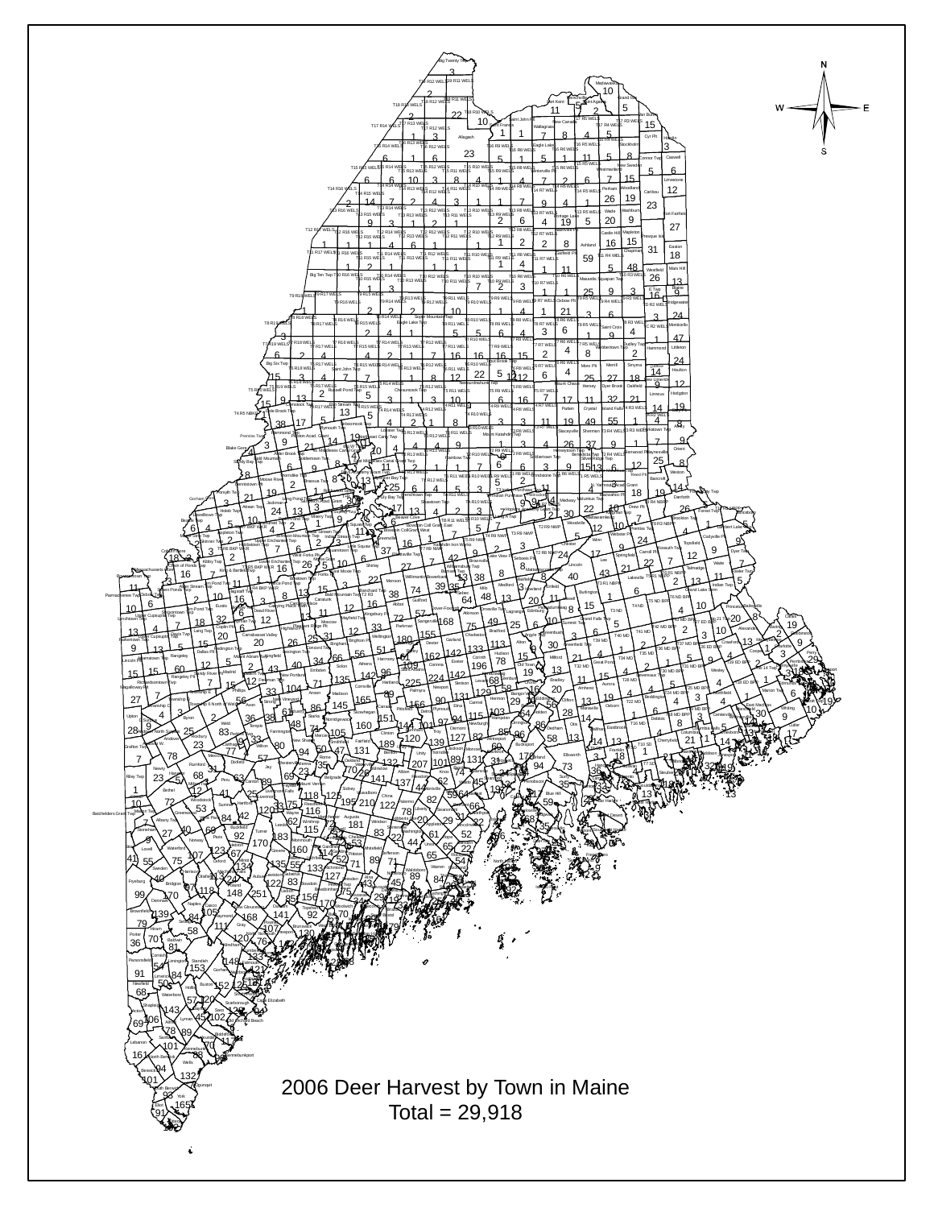# 2006 Deer Harvest by Town in Maine

Total = 29,918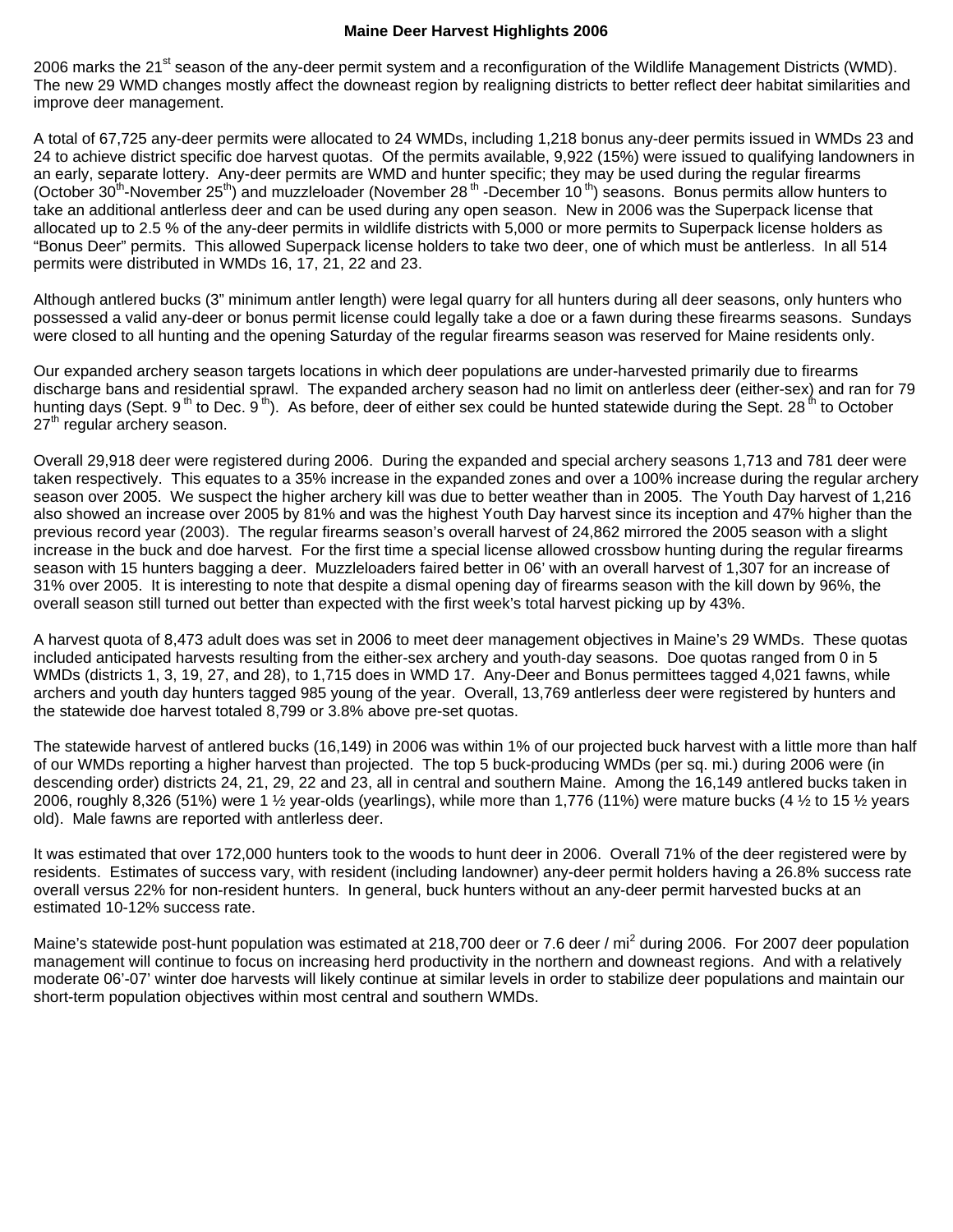**Maine Deer Harvest Highlights 2006**

2006 marks the 21st season of the any-deer permit system and a reconfiguration of the Wildlife Management Districts (WMD). The new 29 WMD changes mostly affect the downeast region by realigning districts to better reflect deer habitat similarities and improve deer management.

A total of 67,725 any-deer permits were allocated to 24 WMDs, including 1,218 bonus any-deer permits issued in WMDs 23 and 24 to achieve district specific doe harvest quotas. Of the permits available, 9,922 (15%) were issued to qualifying landowners in an early, separate lottery. Any-deer permits are WMD and hunter specific; they may be used during the regular firearms (October 30th-November 25th) and muzzleloader (November 28th -December 10th) seasons. Bonus permits allow hunters to take an additional antlerless deer and can be used during any open season. New in 2006 was the Superpack license that allocated up to 2.5 % of the any-deer permits in wildlife districts with 5,000 or more permits to Superpack license holders as "Bonus Deer" permits. This allowed Superpack license holders to take two deer, one of which must be antlerless. In all 514 permits were distributed in WMDs 16, 17, 21, 22 and 23.

Although antlered bucks (3" minimum antler length) were legal quarry for all hunters during all deer seasons, only hunters who possessed a valid any-deer or bonus permit license could legally take a doe or a fawn during these firearms seasons. Sundays were closed to all hunting and the opening Saturday of the regular firearms season was reserved for Maine residents only.

Our expanded archery season targets locations in which deer populations are under-harvested primarily due to firearms discharge bans and residential sprawl. The expanded archery season had no limit on antlerless deer (either-sex) and ran for 79 hunting days (Sept. 9th to Dec. 9th). As before, deer of either sex could be hunted statewide during the Sept. 28th to October 27th regular archery season.

Overall 29,918 deer were registered during 2006. During the expanded and special archery seasons 1,713 and 781 deer were taken respectively. This equates to a 35% increase in the expanded zones and over a 100% increase during the regular archery season over 2005. We suspect the higher archery kill was due to better weather than in 2005. The Youth Day harvest of 1,216 also showed an increase over 2005 by 81% and was the highest Youth Day harvest since its inception and 47% higher than the previous record year (2003). The regular firearms season's overall harvest of 24,862 mirrored the 2005 season with a slight increase in the buck and doe harvest. For the first time a special license allowed crossbow hunting during the regular firearms season with 15 hunters bagging a deer. Muzzleloaders faired better in 06' with an overall harvest of 1,307 for an increase of 31% over 2005. It is interesting to note that despite a dismal opening day of firearms season with the kill down by 96%, the overall season still turned out better than expected with the first week's total harvest picking up by 43%.

A harvest quota of 8,473 adult does was set in 2006 to meet deer management objectives in Maine's 29 WMDs. These quotas included anticipated harvests resulting from the either-sex archery and youth-day seasons. Doe quotas ranged from 0 in 5 WMDs (districts 1, 3, 19, 27, and 28), to 1,715 does in WMD 17. Any-Deer and Bonus permittees tagged 4,021 fawns, while archers and youth day hunters tagged 985 young of the year. Overall, 13,769 antlerless deer were registered by hunters and the statewide doe harvest totaled 8,799 or 3.8% above pre-set quotas.

The statewide harvest of antlered bucks (16,149) in 2006 was within 1% of our projected buck harvest with a little more than half of our WMDs reporting a higher harvest than projected. The top 5 buck-producing WMDs (per sq. mi.) during 2006 were (in descending order) districts 24, 21, 29, 22 and 23, all in central and southern Maine. Among the 16,149 antlered bucks taken in 2006, roughly 8,326 (51%) were 1 ½ year-olds (yearlings), while more than 1,776 (11%) were mature bucks (4 ½ to 15 ½ years old). Male fawns are reported with antlerless deer.

It was estimated that over 172,000 hunters took to the woods to hunt deer in 2006. Overall 71% of the deer registered were by residents. Estimates of success vary, with resident (including landowner) any-deer permit holders having a 26.8% success rate overall versus 22% for non-resident hunters. In general, buck hunters without an any-deer permit harvested bucks at an estimated 10-12% success rate.

Maine's statewide post-hunt population was estimated at 218,700 deer or 7.6 deer / $mi^2$ during 2006. For 2007 deer population management will continue to focus on increasing herd productivity in the northern and downeast regions. And with a relatively moderate 06'-07' winter doe harvests will likely continue at similar levels in order to stabilize deer populations and maintain our short-term population objectives within most central and southern WMDs.